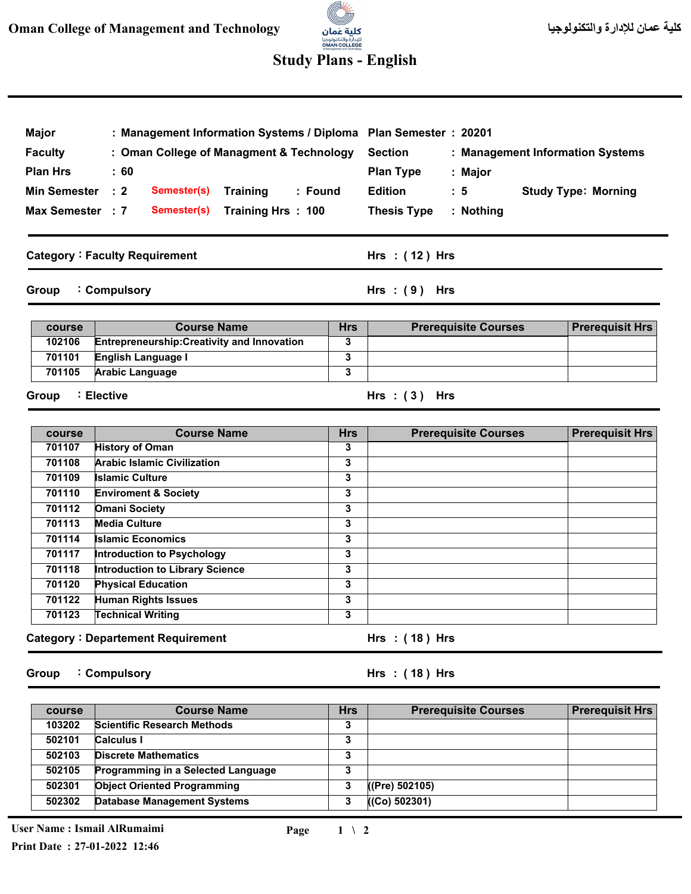Oman College of Management and Technology | كلية عمان للإدارة والتكنولوجيا

# Study Plans - English

| | | | | | | | |
|---|---|---|---|---|---|---|---|
| **Major** | : Management Information Systems / Diploma | | | **Plan Semester** | : 20201 | | |
| **Faculty** | : Oman College of Managment & Technology | | | **Section** | : Management Information Systems | | |
| **Plan Hrs** | : 60 | | | **Plan Type** | : Major | | |
| **Min Semester** | : 2 | Semester(s) | Training : Found | **Edition** | : 5 | Study Type: | Morning |
| **Max Semester** | : 7 | Semester(s) | Training Hrs : 100 | **Thesis Type** | : Nothing | | |

## Category : Faculty Requirement — Hrs : ( 12 ) Hrs

### Group : Compulsory — Hrs : ( 9 ) Hrs

| course | Course Name | Hrs | Prerequisite Courses | Prerequisit Hrs |
|---|---|---|---|---|
| 102106 | Entrepreneurship:Creativity and Innovation | 3 | | |
| 701101 | English Language I | 3 | | |
| 701105 | Arabic Language | 3 | | |

### Group : Elective — Hrs : ( 3 ) Hrs

| course | Course Name | Hrs | Prerequisite Courses | Prerequisit Hrs |
|---|---|---|---|---|
| 701107 | History of Oman | 3 | | |
| 701108 | Arabic Islamic Civilization | 3 | | |
| 701109 | Islamic Culture | 3 | | |
| 701110 | Enviroment & Society | 3 | | |
| 701112 | Omani Society | 3 | | |
| 701113 | Media Culture | 3 | | |
| 701114 | Islamic Economics | 3 | | |
| 701117 | Introduction to Psychology | 3 | | |
| 701118 | Introduction to Library Science | 3 | | |
| 701120 | Physical Education | 3 | | |
| 701122 | Human Rights Issues | 3 | | |
| 701123 | Technical Writing | 3 | | |

## Category : Departement Requirement — Hrs : ( 18 ) Hrs

### Group : Compulsory — Hrs : ( 18 ) Hrs

| course | Course Name | Hrs | Prerequisite Courses | Prerequisit Hrs |
|---|---|---|---|---|
| 103202 | Scientific Research Methods | 3 | | |
| 502101 | Calculus I | 3 | | |
| 502103 | Discrete Mathematics | 3 | | |
| 502105 | Programming in a Selected Language | 3 | | |
| 502301 | Object Oriented Programming | 3 | ((Pre) 502105) | |
| 502302 | Database Management Systems | 3 | ((Co) 502301) | |

User Name : Ismail AlRumaimi
Print Date : 27-01-2022 12:46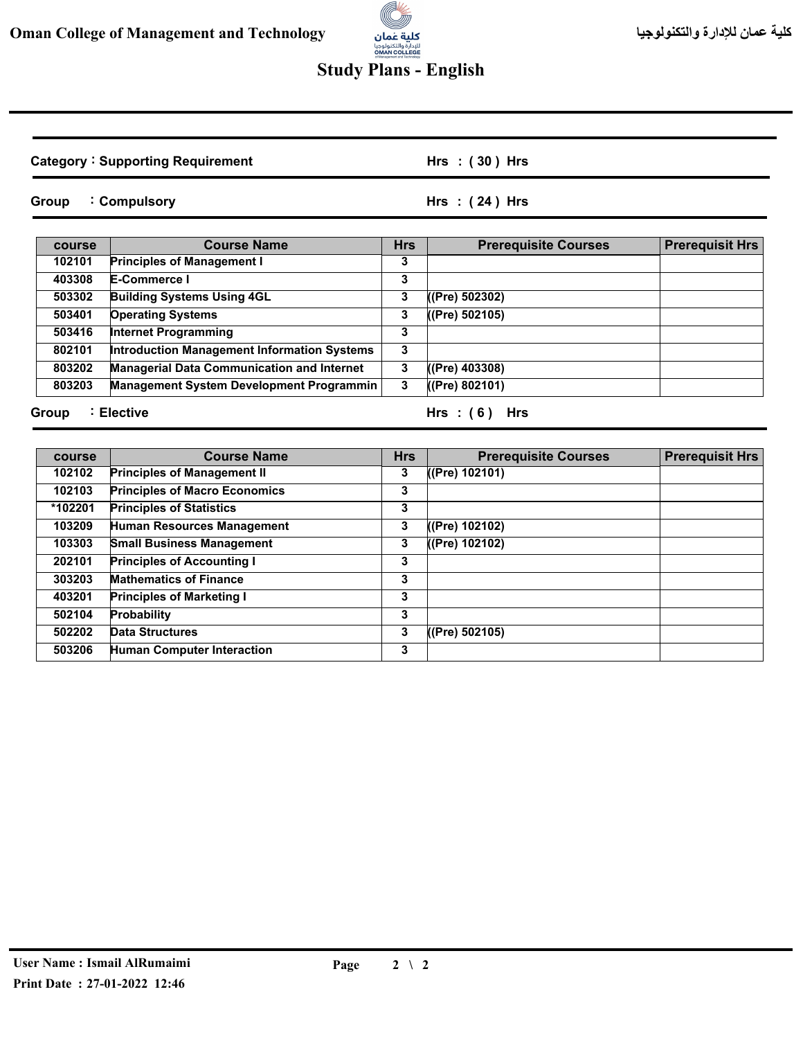# Study Plans - English

**Category : Supporting Requirement** — **Hrs : ( 30 ) Hrs**

**Group : Compulsory** — **Hrs : ( 24 ) Hrs**

| course | Course Name | Hrs | Prerequisite Courses | Prerequisit Hrs |
|---|---|---|---|---|
| 102101 | Principles of Management I | 3 | | |
| 403308 | E-Commerce I | 3 | | |
| 503302 | Building Systems Using 4GL | 3 | ((Pre) 502302) | |
| 503401 | Operating Systems | 3 | ((Pre) 502105) | |
| 503416 | Internet Programming | 3 | | |
| 802101 | Introduction Management Information Systems | 3 | | |
| 803202 | Managerial Data Communication and Internet | 3 | ((Pre) 403308) | |
| 803203 | Management System Development Programmin | 3 | ((Pre) 802101) | |

**Group : Elective** — **Hrs : ( 6 ) Hrs**

| course | Course Name | Hrs | Prerequisite Courses | Prerequisit Hrs |
|---|---|---|---|---|
| 102102 | Principles of Management II | 3 | ((Pre) 102101) | |
| 102103 | Principles of Macro Economics | 3 | | |
| *102201 | Principles of Statistics | 3 | | |
| 103209 | Human Resources Management | 3 | ((Pre) 102102) | |
| 103303 | Small Business Management | 3 | ((Pre) 102102) | |
| 202101 | Principles of Accounting I | 3 | | |
| 303203 | Mathematics of Finance | 3 | | |
| 403201 | Principles of Marketing I | 3 | | |
| 502104 | Probability | 3 | | |
| 502202 | Data Structures | 3 | ((Pre) 502105) | |
| 503206 | Human Computer Interaction | 3 | | |

**User Name : Ismail AlRumaimi**

**Print Date : 27-01-2022 12:46**